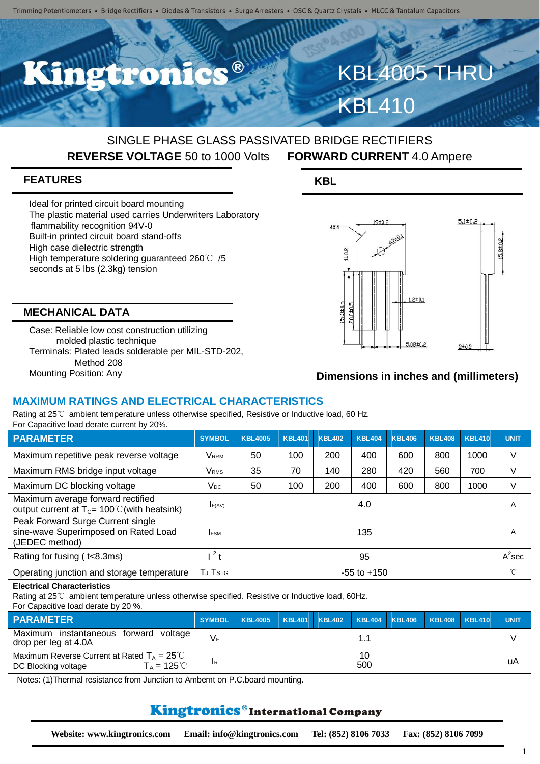Trimming Potentiometers • Bridge Rectifiers • Diodes & Transistors • Surge Arresters • OSC & Quartz Crystals • MLCC & Tantalum Capacitors

# Kingtronics®

# KBL4005 THRU KBL410

SINGLE PHASE GLASS PASSIVATED BRIDGE RECTIFIERS

**REVERSE VOLTAGE** 50 to 1000 Volts **FORWARD CURRENT** 4.0 Ampere

## FEATURES

- Ideal for printed circuit board mounting
- The plastic material used carries Underwriters Laboratory flammability recognition 94V-0
- Built-in printed circuit board stand-offs
- High case dielectric strength
- High temperature soldering guaranteed 260℃ /5 seconds at 5 lbs (2.3kg) tension

## MECHANICAL DATA

- Case: Reliable low cost construction utilizing molded plastic technique
- Terminals: Plated leads solderable per MIL-STD-202, Method 208
- Mounting Position: Any

## KBL

**Dimensions in inches and (millimeters)**

## MAXIMUM RATINGS AND ELECTRICAL CHARACTERISTICS

Rating at 25℃ ambient temperature unless otherwise specified, Resistive or Inductive load, 60 Hz.
For Capacitive load derate current by 20%.

| PARAMETER | SYMBOL | KBL4005 | KBL401 | KBL402 | KBL404 | KBL406 | KBL408 | KBL410 | UNIT |
|---|---|---|---|---|---|---|---|---|---|
| Maximum repetitive peak reverse voltage | $V_{RRM}$ | 50 | 100 | 200 | 400 | 600 | 800 | 1000 | V |
| Maximum RMS bridge input voltage | $V_{RMS}$ | 35 | 70 | 140 | 280 | 420 | 560 | 700 | V |
| Maximum DC blocking voltage | $V_{DC}$ | 50 | 100 | 200 | 400 | 600 | 800 | 1000 | V |
| Maximum average forward rectified output current at $T_C$= 100℃(with heatsink) | $I_{F(AV)}$ | 4.0 | | | | | | | A |
| Peak Forward Surge Current single sine-wave Superimposed on Rated Load (JEDEC method) | $I_{FSM}$ | 135 | | | | | | | A |
| Rating for fusing ( t<8.3ms) | $I^2t$ | 95 | | | | | | | $A^2$sec |
| Operating junction and storage temperature | $T_J, T_{STG}$ | -55 to +150 | | | | | | | ℃ |

**Electrical Characteristics**

Rating at 25℃ ambient temperature unless otherwise specified. Resistive or Inductive load, 60Hz.
For Capacitive load derate by 20 %.

| PARAMETER | SYMBOL | KBL4005 | KBL401 | KBL402 | KBL404 | KBL406 | KBL408 | KBL410 | UNIT |
|---|---|---|---|---|---|---|---|---|---|
| Maximum instantaneous forward voltage drop per leg at 4.0A | $V_F$ | 1.1 | | | | | | | V |
| Maximum Reverse Current at Rated $T_A$ = 25℃ / DC Blocking voltage $T_A$ = 125℃ | $I_R$ | 10 / 500 | | | | | | | uA |

Notes: (1)Thermal resistance from Junction to Ambemt on P.C.board mounting.

**Kingtronics® International Company**

Website: www.kingtronics.com Email: info@kingtronics.com Tel: (852) 8106 7033 Fax: (852) 8106 7099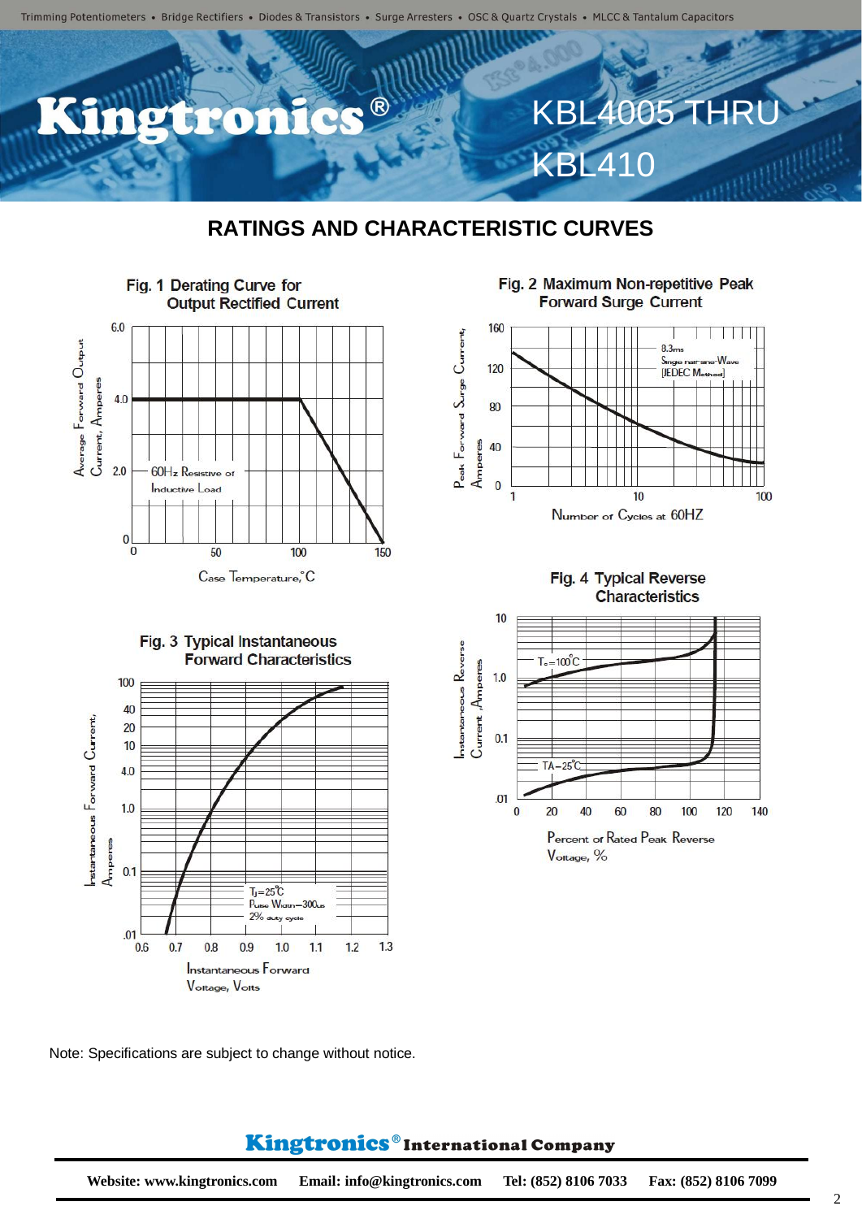# KBL4005 THRU KBL410

## RATINGS AND CHARACTERISTIC CURVES

**Fig. 1 Derating Curve for Output Rectified Current**

Average Forward Output Current, Amperes

6.0
4.0
2.0
0

60Hz Resistive or Inductive Load

0
50
100
150

Case Temperature,°C

**Fig. 2 Maximum Non-repetitive Peak Forward Surge Current**

Peak Forward Surge Current, Amperes

160
120
80
40
0

8.3ms Single half-sine-Wave (JEDEC Method)

1
10
100

Number of Cycles at 60HZ

**Fig. 3 Typical Instantaneous Forward Characteristics**

Instantaneous Forward Current, Amperes

100
40
20
10
4.0
1.0
0.1
.01

$T_J$=25°C
Pulse Width=300us
2% duty cycle

0.6
0.7
0.8
0.9
1.0
1.1
1.2
1.3

Instantaneous Forward Voltage, Volts

**Fig. 4 Typical Reverse Characteristics**

Instantaneous Reverse Current, Amperes

10
1.0
0.1
.01

Tc=100°C
TA=25°C

0
20
40
60
80
100
120
140

Percent of Rated Peak Reverse Voltage, %

Note: Specifications are subject to change without notice.

**Kingtronics® International Company**

**Website: www.kingtronics.com Email: info@kingtronics.com Tel: (852) 8106 7033 Fax: (852) 8106 7099**